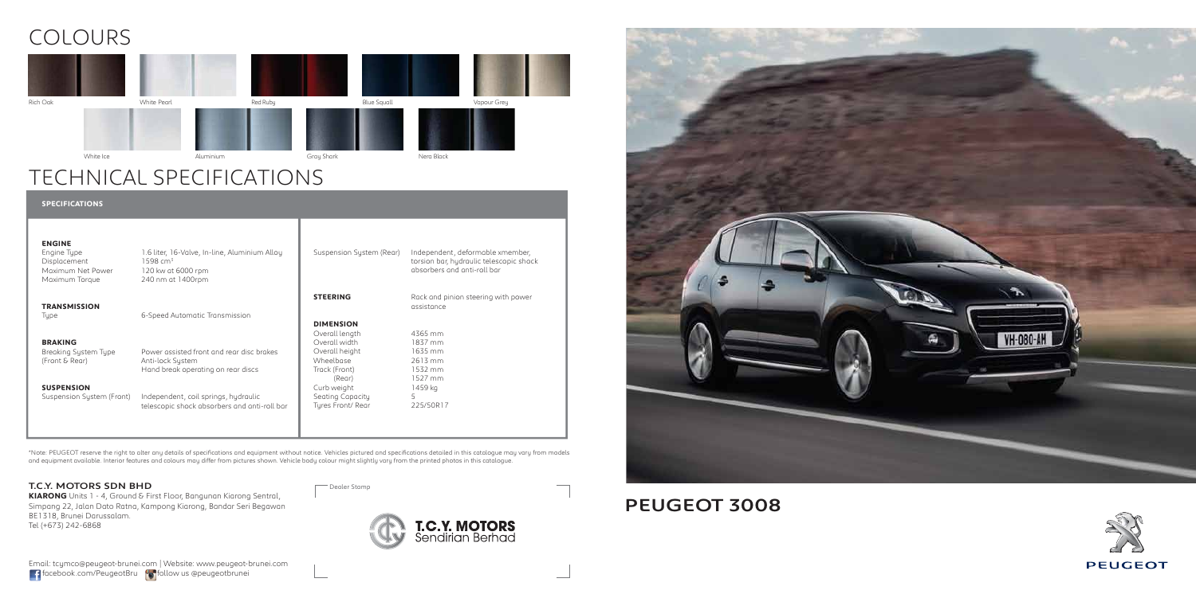# COLOURS

Rich Oak
White Pearl
Red Ruby
Blue Squall
Vapour Grey
White Ice
Aluminium
Gray Shark
Nera Black

# TECHNICAL SPECIFICATIONS

## SPECIFICATIONS

**ENGINE**

| | |
|---|---|
| Engine Type | 1.6 liter, 16-Valve, In-line, Aluminium Alloy |
| Displacement | 1598 cm³ |
| Maximum Net Power | 120 kw at 6000 rpm |
| Maximum Torque | 240 nm at 1400rpm |

**TRANSMISSION**

| | |
|---|---|
| Type | 6-Speed Automatic Transmission |

**BRAKING**

| | |
|---|---|
| Breaking System Type (Front & Rear) | Power assisted front and rear disc brakes<br>Anti-lock System<br>Hand break operating on rear discs |

**SUSPENSION**

| | |
|---|---|
| Suspension System (Front) | Independent, coil springs, hydraulic telescopic shock absorbers and anti-roll bar |
| Suspension System (Rear) | Independent, deformable xmember, torsion bar, hydraulic telescopic shock absorbers and anti-roll bar |

**STEERING**

Rack and pinion steering with power assistance

**DIMENSION**

| | |
|---|---|
| Overall length | 4365 mm |
| Overall width | 1837 mm |
| Overall height | 1635 mm |
| Wheelbase | 2613 mm |
| Track (Front) | 1532 mm |
| (Rear) | 1527 mm |
| Curb weight | 1459 kg |
| Seating Capacity | 5 |
| Tyres Front/ Rear | 225/50R17 |

*Note: PEUGEOT reserve the right to alter any details of specifications and equipment without notice. Vehicles pictured and specifications detailed in this catalogue may vary from models and equipment available. Interior features and colours may differ from pictures shown. Vehicle body colour might slightly vary from the printed photos in this catalogue.

**T.C.Y. MOTORS SDN BHD**

**KIARONG** Units 1 - 4, Ground & First Floor, Bangunan Kiarong Sentral, Simpang 22, Jalan Dato Ratna, Kampong Kiarong, Bandar Seri Begawan BE1318, Brunei Darussalam.
Tel (+673) 242-6868

Email: tcymco@peugeot-brunei.com | Website: www.peugeot-brunei.com
facebook.com/PeugeotBru follow us @peugeotbrunei

Dealer Stamp

T.C.Y. MOTORS Sendirian Berhad

# PEUGEOT 3008

PEUGEOT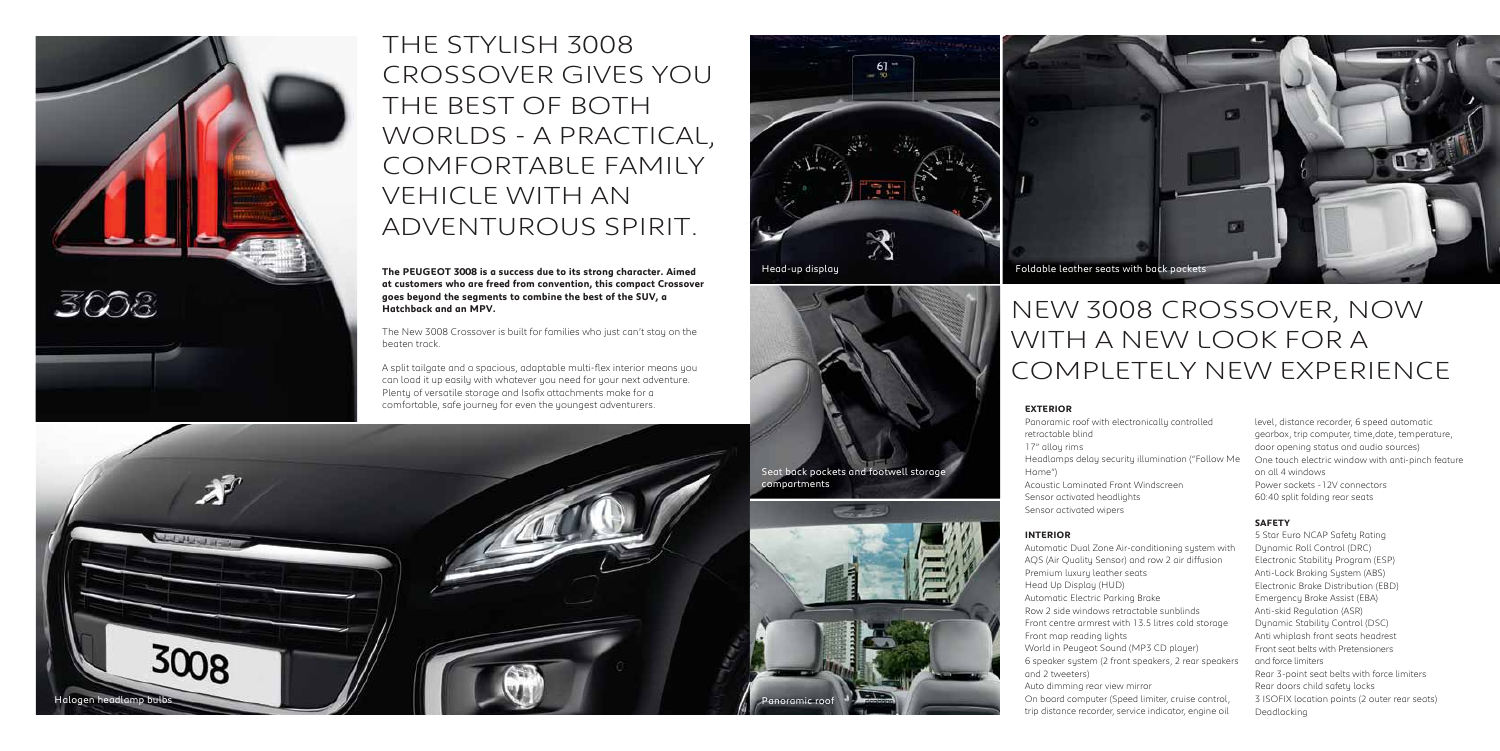# THE STYLISH 3008 CROSSOVER GIVES YOU THE BEST OF BOTH WORLDS - A PRACTICAL, COMFORTABLE FAMILY VEHICLE WITH AN ADVENTUROUS SPIRIT.

**The PEUGEOT 3008 is a success due to its strong character. Aimed at customers who are freed from convention, this compact Crossover goes beyond the segments to combine the best of the SUV, a Hatchback and an MPV.**

The New 3008 Crossover is built for families who just can't stay on the beaten track.

A split tailgate and a spacious, adaptable multi-flex interior means you can load it up easily with whatever you need for your next adventure. Plenty of versatile storage and Isofix attachments make for a comfortable, safe journey for even the youngest adventurers.

Halogen headlamp bulbs

Head-up display

Foldable leather seats with back pockets

Seat back pockets and footwell storage compartments

Panoramic roof

# NEW 3008 CROSSOVER, NOW WITH A NEW LOOK FOR A COMPLETELY NEW EXPERIENCE

### EXTERIOR

Panoramic roof with electronically controlled retractable blind
17" alloy rims
Headlamps delay security illumination ("Follow Me Home")
Acoustic Laminated Front Windscreen
Sensor activated headlights
Sensor activated wipers

### INTERIOR

Automatic Dual Zone Air-conditioning system with AQS (Air Quality Sensor) and row 2 air diffusion
Premium luxury leather seats
Head Up Display (HUD)
Automatic Electric Parking Brake
Row 2 side windows retractable sunblinds
Front centre armrest with 13.5 litres cold storage
Front map reading lights
World in Peugeot Sound (MP3 CD player)
6 speaker system (2 front speakers, 2 rear speakers and 2 tweeters)
Auto dimming rear view mirror
On board computer (Speed limiter, cruise control, trip distance recorder, service indicator, engine oil level, distance recorder, 6 speed automatic gearbox, trip computer, time,date, temperature, door opening status and audio sources)
One touch electric window with anti-pinch feature on all 4 windows
Power sockets - 12V connectors
60:40 split folding rear seats

### SAFETY

5 Star Euro NCAP Safety Rating
Dynamic Roll Control (DRC)
Electronic Stability Program (ESP)
Anti-Lock Braking System (ABS)
Electronic Brake Distribution (EBD)
Emergency Brake Assist (EBA)
Anti-skid Regulation (ASR)
Dynamic Stability Control (DSC)
Anti whiplash front seats headrest
Front seat belts with Pretensioners and force limiters
Rear 3-point seat belts with force limiters
Rear doors child safety locks
3 ISOFIX location points (2 outer rear seats)
Deadlocking